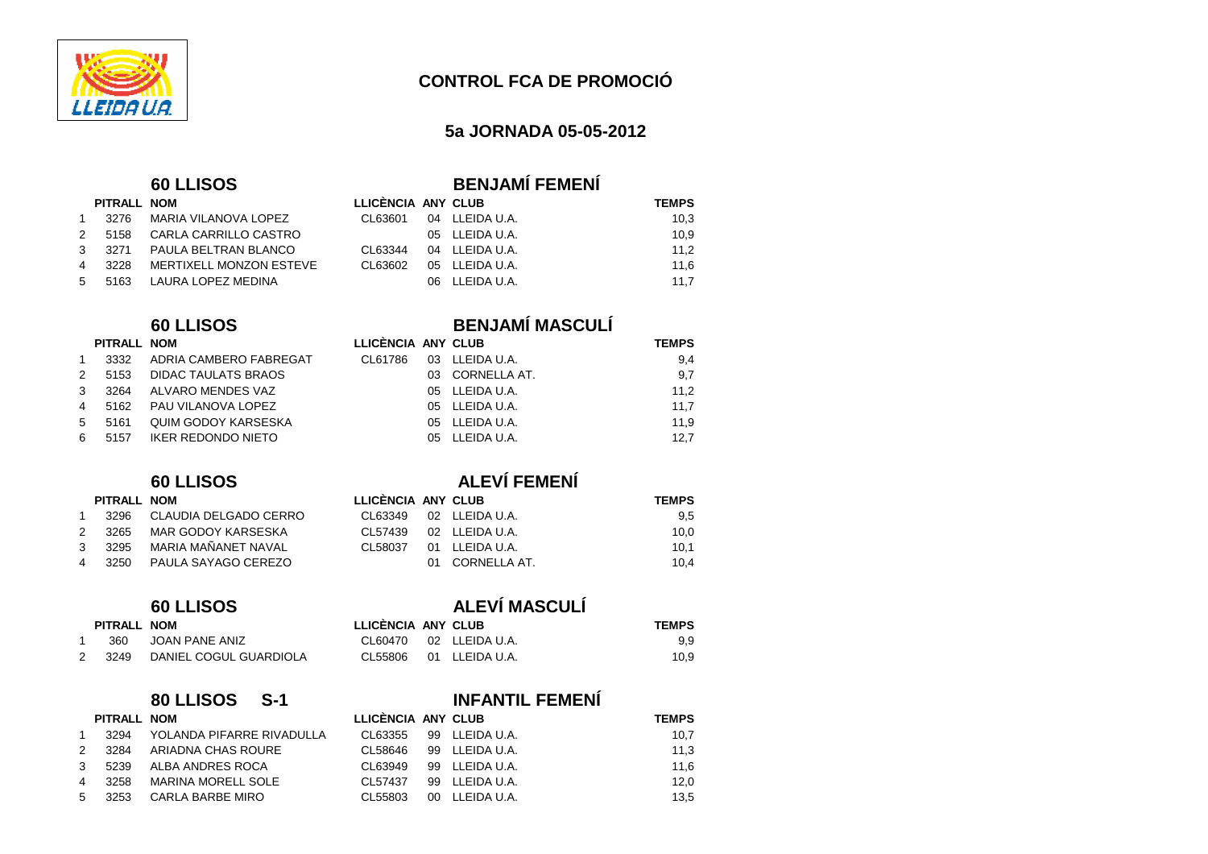# CONTROL FCA DE PROMOCIÓ

## 5a JORNADA 05-05-2012

### 60 LLISOS — BENJAMÍ FEMENÍ

| | PITRALL | NOM | LLICÈNCIA | ANY | CLUB | TEMPS |
|---|---|---|---|---|---|---|
| 1 | 3276 | MARIA VILANOVA LOPEZ | CL63601 | 04 | LLEIDA U.A. | 10,3 |
| 2 | 5158 | CARLA CARRILLO CASTRO | | 05 | LLEIDA U.A. | 10,9 |
| 3 | 3271 | PAULA BELTRAN BLANCO | CL63344 | 04 | LLEIDA U.A. | 11,2 |
| 4 | 3228 | MERTIXELL MONZON ESTEVE | CL63602 | 05 | LLEIDA U.A. | 11,6 |
| 5 | 5163 | LAURA LOPEZ MEDINA | | 06 | LLEIDA U.A. | 11,7 |

### 60 LLISOS — BENJAMÍ MASCULÍ

| | PITRALL | NOM | LLICÈNCIA | ANY | CLUB | TEMPS |
|---|---|---|---|---|---|---|
| 1 | 3332 | ADRIA CAMBERO FABREGAT | CL61786 | 03 | LLEIDA U.A. | 9,4 |
| 2 | 5153 | DIDAC TAULATS BRAOS | | 03 | CORNELLA AT. | 9,7 |
| 3 | 3264 | ALVARO MENDES VAZ | | 05 | LLEIDA U.A. | 11,2 |
| 4 | 5162 | PAU VILANOVA LOPEZ | | 05 | LLEIDA U.A. | 11,7 |
| 5 | 5161 | QUIM GODOY KARSESKA | | 05 | LLEIDA U.A. | 11,9 |
| 6 | 5157 | IKER REDONDO NIETO | | 05 | LLEIDA U.A. | 12,7 |

### 60 LLISOS — ALEVÍ FEMENÍ

| | PITRALL | NOM | LLICÈNCIA | ANY | CLUB | TEMPS |
|---|---|---|---|---|---|---|
| 1 | 3296 | CLAUDIA DELGADO CERRO | CL63349 | 02 | LLEIDA U.A. | 9,5 |
| 2 | 3265 | MAR GODOY KARSESKA | CL57439 | 02 | LLEIDA U.A. | 10,0 |
| 3 | 3295 | MARIA MAÑANET NAVAL | CL58037 | 01 | LLEIDA U.A. | 10,1 |
| 4 | 3250 | PAULA SAYAGO CEREZO | | 01 | CORNELLA AT. | 10,4 |

### 60 LLISOS — ALEVÍ MASCULÍ

| | PITRALL | NOM | LLICÈNCIA | ANY | CLUB | TEMPS |
|---|---|---|---|---|---|---|
| 1 | 360 | JOAN PANE ANIZ | CL60470 | 02 | LLEIDA U.A. | 9,9 |
| 2 | 3249 | DANIEL COGUL GUARDIOLA | CL55806 | 01 | LLEIDA U.A. | 10,9 |

### 80 LLISOS S-1 — INFANTIL FEMENÍ

| | PITRALL | NOM | LLICÈNCIA | ANY | CLUB | TEMPS |
|---|---|---|---|---|---|---|
| 1 | 3294 | YOLANDA PIFARRE RIVADULLA | CL63355 | 99 | LLEIDA U.A. | 10,7 |
| 2 | 3284 | ARIADNA CHAS ROURE | CL58646 | 99 | LLEIDA U.A. | 11,3 |
| 3 | 5239 | ALBA ANDRES ROCA | CL63949 | 99 | LLEIDA U.A. | 11,6 |
| 4 | 3258 | MARINA MORELL SOLE | CL57437 | 99 | LLEIDA U.A. | 12,0 |
| 5 | 3253 | CARLA BARBE MIRO | CL55803 | 00 | LLEIDA U.A. | 13,5 |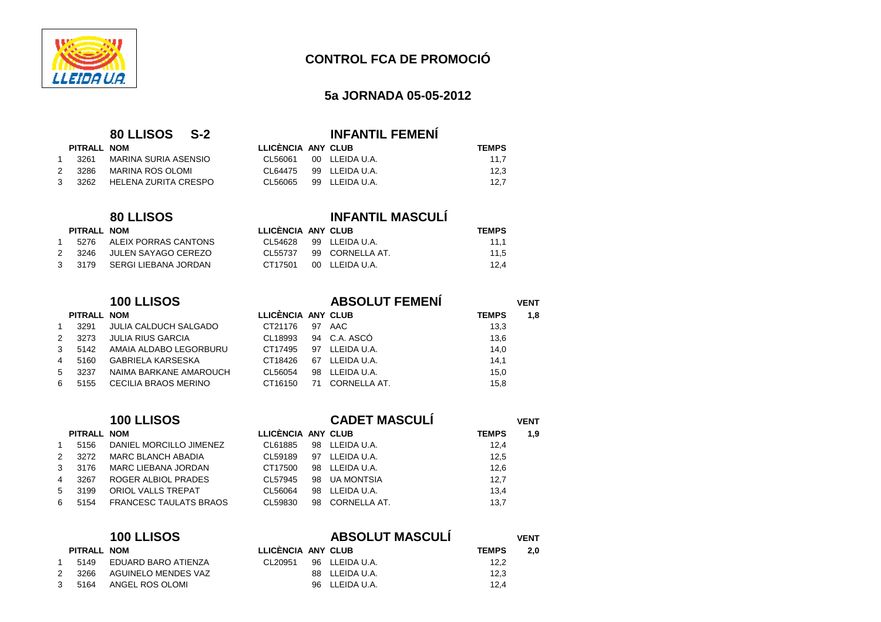# CONTROL FCA DE PROMOCIÓ

## 5a JORNADA 05-05-2012

### 80 LLISOS S-2 — INFANTIL FEMENÍ

| | PITRALL | NOM | LLICÈNCIA | ANY | CLUB | TEMPS |
|---|---|---|---|---|---|---|
| 1 | 3261 | MARINA SURIA ASENSIO | CL56061 | 00 | LLEIDA U.A. | 11,7 |
| 2 | 3286 | MARINA ROS OLOMI | CL64475 | 99 | LLEIDA U.A. | 12,3 |
| 3 | 3262 | HELENA ZURITA CRESPO | CL56065 | 99 | LLEIDA U.A. | 12,7 |

### 80 LLISOS — INFANTIL MASCULÍ

| | PITRALL | NOM | LLICÈNCIA | ANY | CLUB | TEMPS |
|---|---|---|---|---|---|---|
| 1 | 5276 | ALEIX PORRAS CANTONS | CL54628 | 99 | LLEIDA U.A. | 11,1 |
| 2 | 3246 | JULEN SAYAGO CEREZO | CL55737 | 99 | CORNELLA AT. | 11,5 |
| 3 | 3179 | SERGI LIEBANA JORDAN | CT17501 | 00 | LLEIDA U.A. | 12,4 |

### 100 LLISOS — ABSOLUT FEMENÍ — VENT 1,8

| | PITRALL | NOM | LLICÈNCIA | ANY | CLUB | TEMPS |
|---|---|---|---|---|---|---|
| 1 | 3291 | JULIA CALDUCH SALGADO | CT21176 | 97 | AAC | 13,3 |
| 2 | 3273 | JULIA RIUS GARCIA | CL18993 | 94 | C.A. ASCÓ | 13,6 |
| 3 | 5142 | AMAIA ALDABO LEGORBURU | CT17495 | 97 | LLEIDA U.A. | 14,0 |
| 4 | 5160 | GABRIELA KARSESKA | CT18426 | 67 | LLEIDA U.A. | 14,1 |
| 5 | 3237 | NAIMA BARKANE AMAROUCH | CL56054 | 98 | LLEIDA U.A. | 15,0 |
| 6 | 5155 | CECILIA BRAOS MERINO | CT16150 | 71 | CORNELLA AT. | 15,8 |

### 100 LLISOS — CADET MASCULÍ — VENT 1,9

| | PITRALL | NOM | LLICÈNCIA | ANY | CLUB | TEMPS |
|---|---|---|---|---|---|---|
| 1 | 5156 | DANIEL MORCILLO JIMENEZ | CL61885 | 98 | LLEIDA U.A. | 12,4 |
| 2 | 3272 | MARC BLANCH ABADIA | CL59189 | 97 | LLEIDA U.A. | 12,5 |
| 3 | 3176 | MARC LIEBANA JORDAN | CT17500 | 98 | LLEIDA U.A. | 12,6 |
| 4 | 3267 | ROGER ALBIOL PRADES | CL57945 | 98 | UA MONTSIA | 12,7 |
| 5 | 3199 | ORIOL VALLS TREPAT | CL56064 | 98 | LLEIDA U.A. | 13,4 |
| 6 | 5154 | FRANCESC TAULATS BRAOS | CL59830 | 98 | CORNELLA AT. | 13,7 |

### 100 LLISOS — ABSOLUT MASCULÍ — VENT 2,0

| | PITRALL | NOM | LLICÈNCIA | ANY | CLUB | TEMPS |
|---|---|---|---|---|---|---|
| 1 | 5149 | EDUARD BARO ATIENZA | CL20951 | 96 | LLEIDA U.A. | 12,2 |
| 2 | 3266 | AGUINELO MENDES VAZ | | 88 | LLEIDA U.A. | 12,3 |
| 3 | 5164 | ANGEL ROS OLOMI | | 96 | LLEIDA U.A. | 12,4 |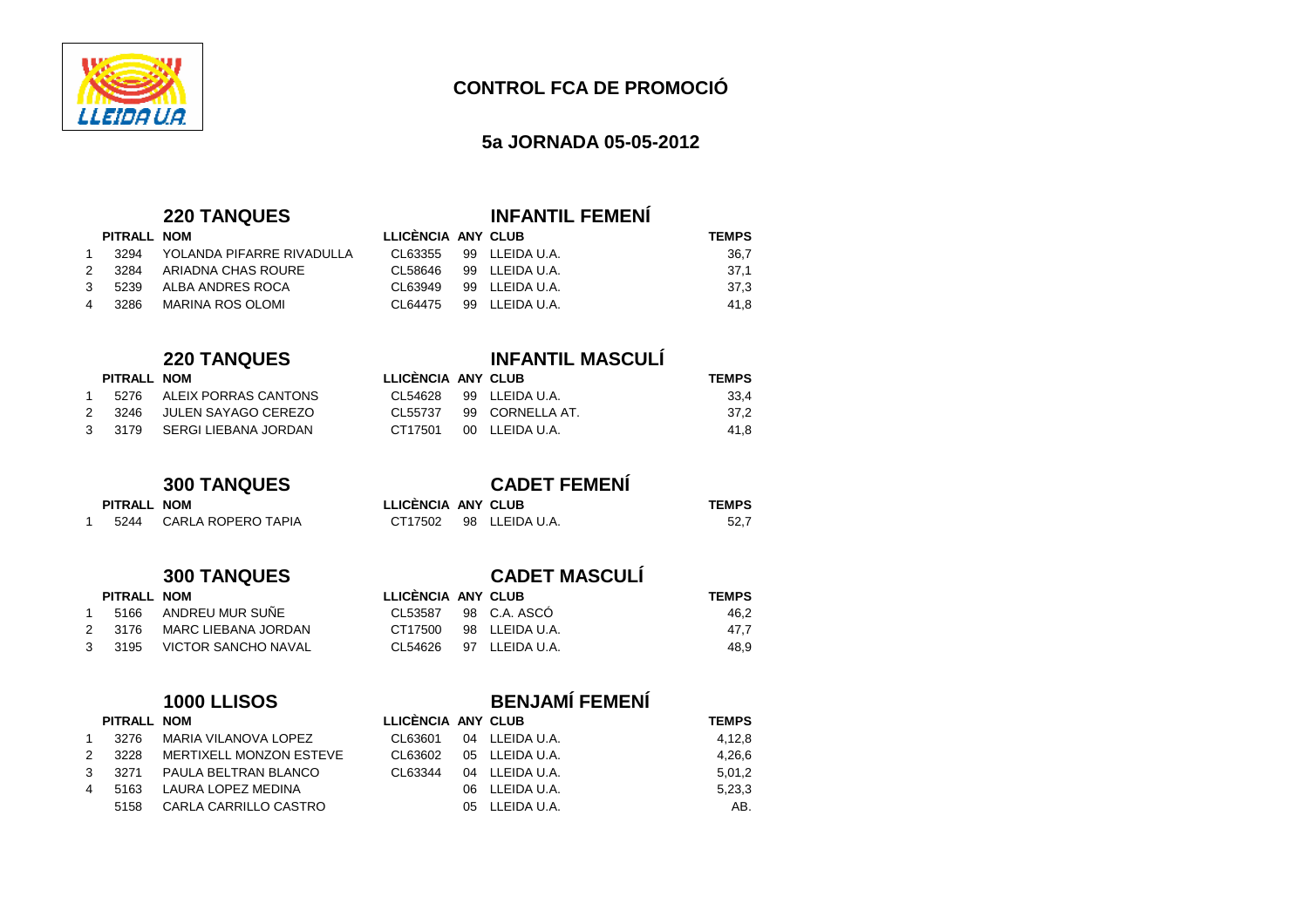# CONTROL FCA DE PROMOCIÓ

## 5a JORNADA 05-05-2012

### 220 TANQUES — INFANTIL FEMENÍ

| | PITRALL | NOM | LLICÈNCIA | ANY | CLUB | TEMPS |
|---|---|---|---|---|---|---|
| 1 | 3294 | YOLANDA PIFARRE RIVADULLA | CL63355 | 99 | LLEIDA U.A. | 36,7 |
| 2 | 3284 | ARIADNA CHAS ROURE | CL58646 | 99 | LLEIDA U.A. | 37,1 |
| 3 | 5239 | ALBA ANDRES ROCA | CL63949 | 99 | LLEIDA U.A. | 37,3 |
| 4 | 3286 | MARINA ROS OLOMI | CL64475 | 99 | LLEIDA U.A. | 41,8 |

### 220 TANQUES — INFANTIL MASCULÍ

| | PITRALL | NOM | LLICÈNCIA | ANY | CLUB | TEMPS |
|---|---|---|---|---|---|---|
| 1 | 5276 | ALEIX PORRAS CANTONS | CL54628 | 99 | LLEIDA U.A. | 33,4 |
| 2 | 3246 | JULEN SAYAGO CEREZO | CL55737 | 99 | CORNELLA AT. | 37,2 |
| 3 | 3179 | SERGI LIEBANA JORDAN | CT17501 | 00 | LLEIDA U.A. | 41,8 |

### 300 TANQUES — CADET FEMENÍ

| | PITRALL | NOM | LLICÈNCIA | ANY | CLUB | TEMPS |
|---|---|---|---|---|---|---|
| 1 | 5244 | CARLA ROPERO TAPIA | CT17502 | 98 | LLEIDA U.A. | 52,7 |

### 300 TANQUES — CADET MASCULÍ

| | PITRALL | NOM | LLICÈNCIA | ANY | CLUB | TEMPS |
|---|---|---|---|---|---|---|
| 1 | 5166 | ANDREU MUR SUÑE | CL53587 | 98 | C.A. ASCÓ | 46,2 |
| 2 | 3176 | MARC LIEBANA JORDAN | CT17500 | 98 | LLEIDA U.A. | 47,7 |
| 3 | 3195 | VICTOR SANCHO NAVAL | CL54626 | 97 | LLEIDA U.A. | 48,9 |

### 1000 LLISOS — BENJAMÍ FEMENÍ

| | PITRALL | NOM | LLICÈNCIA | ANY | CLUB | TEMPS |
|---|---|---|---|---|---|---|
| 1 | 3276 | MARIA VILANOVA LOPEZ | CL63601 | 04 | LLEIDA U.A. | 4,12,8 |
| 2 | 3228 | MERTIXELL MONZON ESTEVE | CL63602 | 05 | LLEIDA U.A. | 4,26,6 |
| 3 | 3271 | PAULA BELTRAN BLANCO | CL63344 | 04 | LLEIDA U.A. | 5,01,2 |
| 4 | 5163 | LAURA LOPEZ MEDINA | | 06 | LLEIDA U.A. | 5,23,3 |
| | 5158 | CARLA CARRILLO CASTRO | | 05 | LLEIDA U.A. | AB. |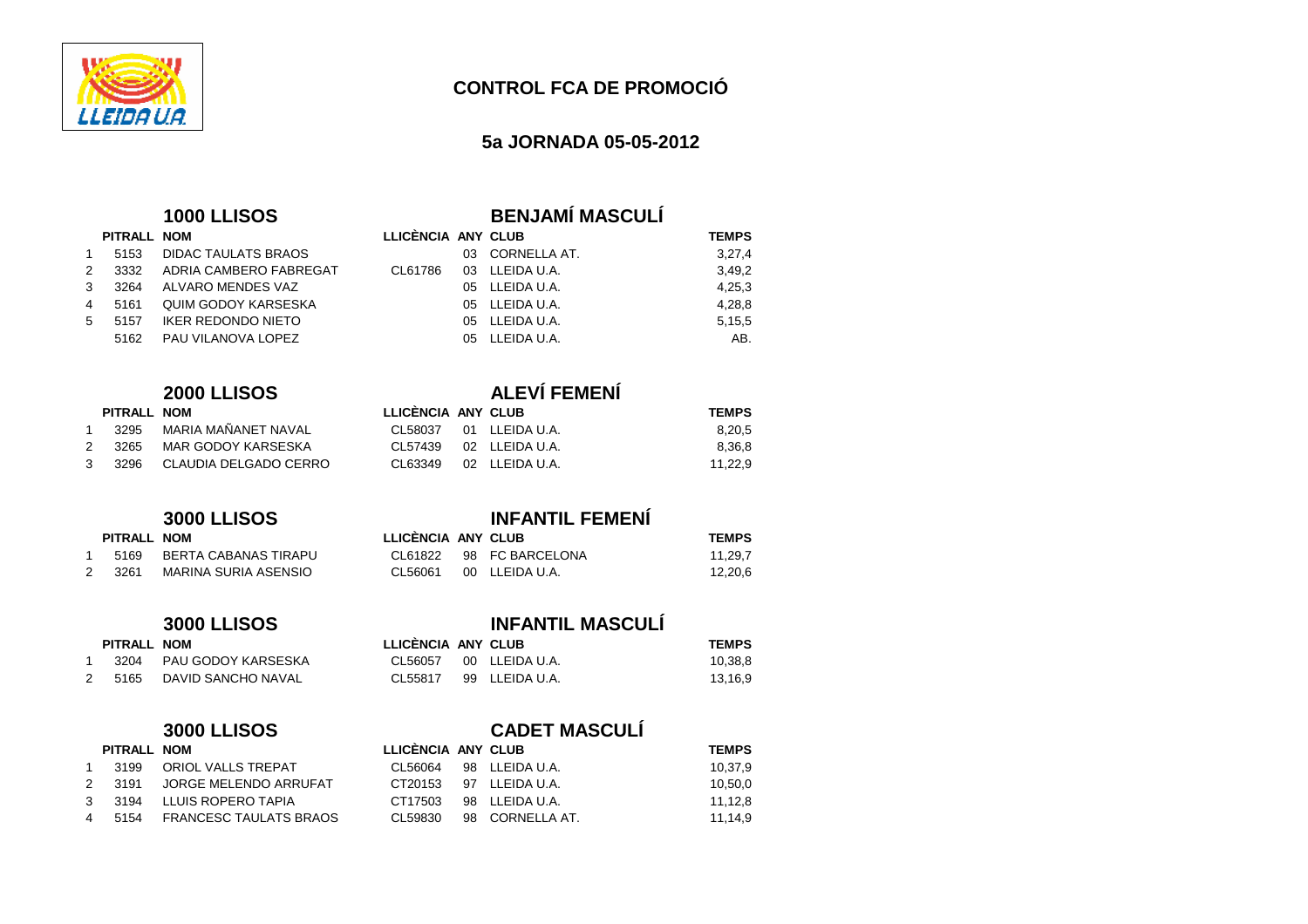# CONTROL FCA DE PROMOCIÓ

## 5a JORNADA 05-05-2012

### 1000 LLISOS — BENJAMÍ MASCULÍ

| | PITRALL | NOM | LLICÈNCIA | ANY | CLUB | TEMPS |
|---|---|---|---|---|---|---|
| 1 | 5153 | DIDAC TAULATS BRAOS | | 03 | CORNELLA AT. | 3,27,4 |
| 2 | 3332 | ADRIA CAMBERO FABREGAT | CL61786 | 03 | LLEIDA U.A. | 3,49,2 |
| 3 | 3264 | ALVARO MENDES VAZ | | 05 | LLEIDA U.A. | 4,25,3 |
| 4 | 5161 | QUIM GODOY KARSESKA | | 05 | LLEIDA U.A. | 4,28,8 |
| 5 | 5157 | IKER REDONDO NIETO | | 05 | LLEIDA U.A. | 5,15,5 |
| | 5162 | PAU VILANOVA LOPEZ | | 05 | LLEIDA U.A. | AB. |

### 2000 LLISOS — ALEVÍ FEMENÍ

| | PITRALL | NOM | LLICÈNCIA | ANY | CLUB | TEMPS |
|---|---|---|---|---|---|---|
| 1 | 3295 | MARIA MAÑANET NAVAL | CL58037 | 01 | LLEIDA U.A. | 8,20,5 |
| 2 | 3265 | MAR GODOY KARSESKA | CL57439 | 02 | LLEIDA U.A. | 8,36,8 |
| 3 | 3296 | CLAUDIA DELGADO CERRO | CL63349 | 02 | LLEIDA U.A. | 11,22,9 |

### 3000 LLISOS — INFANTIL FEMENÍ

| | PITRALL | NOM | LLICÈNCIA | ANY | CLUB | TEMPS |
|---|---|---|---|---|---|---|
| 1 | 5169 | BERTA CABANAS TIRAPU | CL61822 | 98 | FC BARCELONA | 11,29,7 |
| 2 | 3261 | MARINA SURIA ASENSIO | CL56061 | 00 | LLEIDA U.A. | 12,20,6 |

### 3000 LLISOS — INFANTIL MASCULÍ

| | PITRALL | NOM | LLICÈNCIA | ANY | CLUB | TEMPS |
|---|---|---|---|---|---|---|
| 1 | 3204 | PAU GODOY KARSESKA | CL56057 | 00 | LLEIDA U.A. | 10,38,8 |
| 2 | 5165 | DAVID SANCHO NAVAL | CL55817 | 99 | LLEIDA U.A. | 13,16,9 |

### 3000 LLISOS — CADET MASCULÍ

| | PITRALL | NOM | LLICÈNCIA | ANY | CLUB | TEMPS |
|---|---|---|---|---|---|---|
| 1 | 3199 | ORIOL VALLS TREPAT | CL56064 | 98 | LLEIDA U.A. | 10,37,9 |
| 2 | 3191 | JORGE MELENDO ARRUFAT | CT20153 | 97 | LLEIDA U.A. | 10,50,0 |
| 3 | 3194 | LLUIS ROPERO TAPIA | CT17503 | 98 | LLEIDA U.A. | 11,12,8 |
| 4 | 5154 | FRANCESC TAULATS BRAOS | CL59830 | 98 | CORNELLA AT. | 11,14,9 |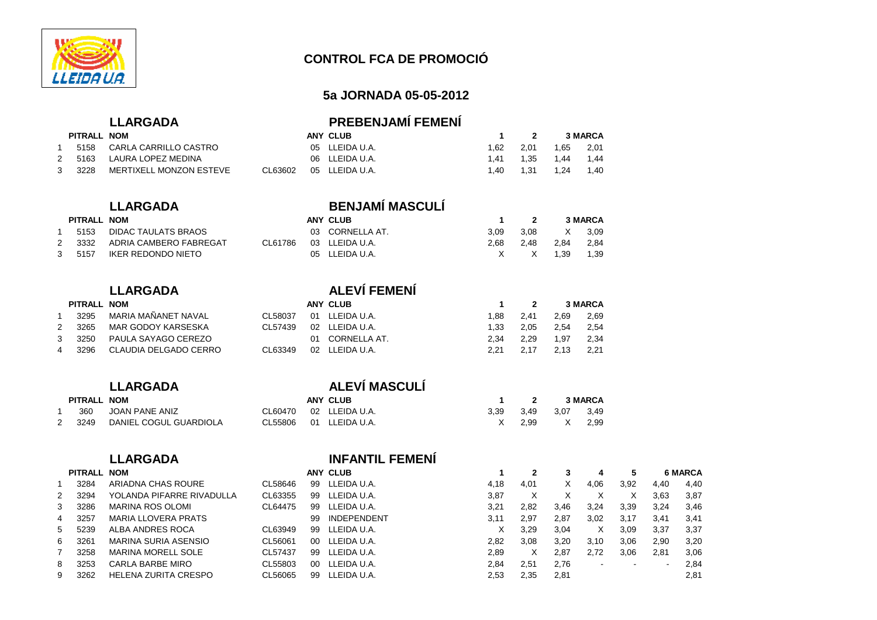# CONTROL FCA DE PROMOCIÓ

## 5a JORNADA 05-05-2012

### LLARGADA — PREBENJAMÍ FEMENÍ

| | PITRALL | NOM | | ANY | CLUB | 1 | 2 | 3 | MARCA |
|---|---|---|---|---|---|---|---|---|---|
| 1 | 5158 | CARLA CARRILLO CASTRO | | 05 | LLEIDA U.A. | 1,62 | 2,01 | 1,65 | 2,01 |
| 2 | 5163 | LAURA LOPEZ MEDINA | | 06 | LLEIDA U.A. | 1,41 | 1,35 | 1,44 | 1,44 |
| 3 | 3228 | MERTIXELL MONZON ESTEVE | CL63602 | 05 | LLEIDA U.A. | 1,40 | 1,31 | 1,24 | 1,40 |

### LLARGADA — BENJAMÍ MASCULÍ

| | PITRALL | NOM | | ANY | CLUB | 1 | 2 | 3 | MARCA |
|---|---|---|---|---|---|---|---|---|---|
| 1 | 5153 | DIDAC TAULATS BRAOS | | 03 | CORNELLA AT. | 3,09 | 3,08 | X | 3,09 |
| 2 | 3332 | ADRIA CAMBERO FABREGAT | CL61786 | 03 | LLEIDA U.A. | 2,68 | 2,48 | 2,84 | 2,84 |
| 3 | 5157 | IKER REDONDO NIETO | | 05 | LLEIDA U.A. | X | X | 1,39 | 1,39 |

### LLARGADA — ALEVÍ FEMENÍ

| | PITRALL | NOM | | ANY | CLUB | 1 | 2 | 3 | MARCA |
|---|---|---|---|---|---|---|---|---|---|
| 1 | 3295 | MARIA MAÑANET NAVAL | CL58037 | 01 | LLEIDA U.A. | 1,88 | 2,41 | 2,69 | 2,69 |
| 2 | 3265 | MAR GODOY KARSESKA | CL57439 | 02 | LLEIDA U.A. | 1,33 | 2,05 | 2,54 | 2,54 |
| 3 | 3250 | PAULA SAYAGO CEREZO | | 01 | CORNELLA AT. | 2,34 | 2,29 | 1,97 | 2,34 |
| 4 | 3296 | CLAUDIA DELGADO CERRO | CL63349 | 02 | LLEIDA U.A. | 2,21 | 2,17 | 2,13 | 2,21 |

### LLARGADA — ALEVÍ MASCULÍ

| | PITRALL | NOM | | ANY | CLUB | 1 | 2 | 3 | MARCA |
|---|---|---|---|---|---|---|---|---|---|
| 1 | 360 | JOAN PANE ANIZ | CL60470 | 02 | LLEIDA U.A. | 3,39 | 3,49 | 3,07 | 3,49 |
| 2 | 3249 | DANIEL COGUL GUARDIOLA | CL55806 | 01 | LLEIDA U.A. | X | 2,99 | X | 2,99 |

### LLARGADA — INFANTIL FEMENÍ

| | PITRALL | NOM | | ANY | CLUB | 1 | 2 | 3 | 4 | 5 | 6 | MARCA |
|---|---|---|---|---|---|---|---|---|---|---|---|---|
| 1 | 3284 | ARIADNA CHAS ROURE | CL58646 | 99 | LLEIDA U.A. | 4,18 | 4,01 | X | 4,06 | 3,92 | 4,40 | 4,40 |
| 2 | 3294 | YOLANDA PIFARRE RIVADULLA | CL63355 | 99 | LLEIDA U.A. | 3,87 | X | X | X | X | 3,63 | 3,87 |
| 3 | 3286 | MARINA ROS OLOMI | CL64475 | 99 | LLEIDA U.A. | 3,21 | 2,82 | 3,46 | 3,24 | 3,39 | 3,24 | 3,46 |
| 4 | 3257 | MARIA LLOVERA PRATS | | 99 | INDEPENDENT | 3,11 | 2,97 | 2,87 | 3,02 | 3,17 | 3,41 | 3,41 |
| 5 | 5239 | ALBA ANDRES ROCA | CL63949 | 99 | LLEIDA U.A. | X | 3,29 | 3,04 | X | 3,09 | 3,37 | 3,37 |
| 6 | 3261 | MARINA SURIA ASENSIO | CL56061 | 00 | LLEIDA U.A. | 2,82 | 3,08 | 3,20 | 3,10 | 3,06 | 2,90 | 3,20 |
| 7 | 3258 | MARINA MORELL SOLE | CL57437 | 99 | LLEIDA U.A. | 2,89 | X | 2,87 | 2,72 | 3,06 | 2,81 | 3,06 |
| 8 | 3253 | CARLA BARBE MIRO | CL55803 | 00 | LLEIDA U.A. | 2,84 | 2,51 | 2,76 | - | - | - | 2,84 |
| 9 | 3262 | HELENA ZURITA CRESPO | CL56065 | 99 | LLEIDA U.A. | 2,53 | 2,35 | 2,81 | | | | 2,81 |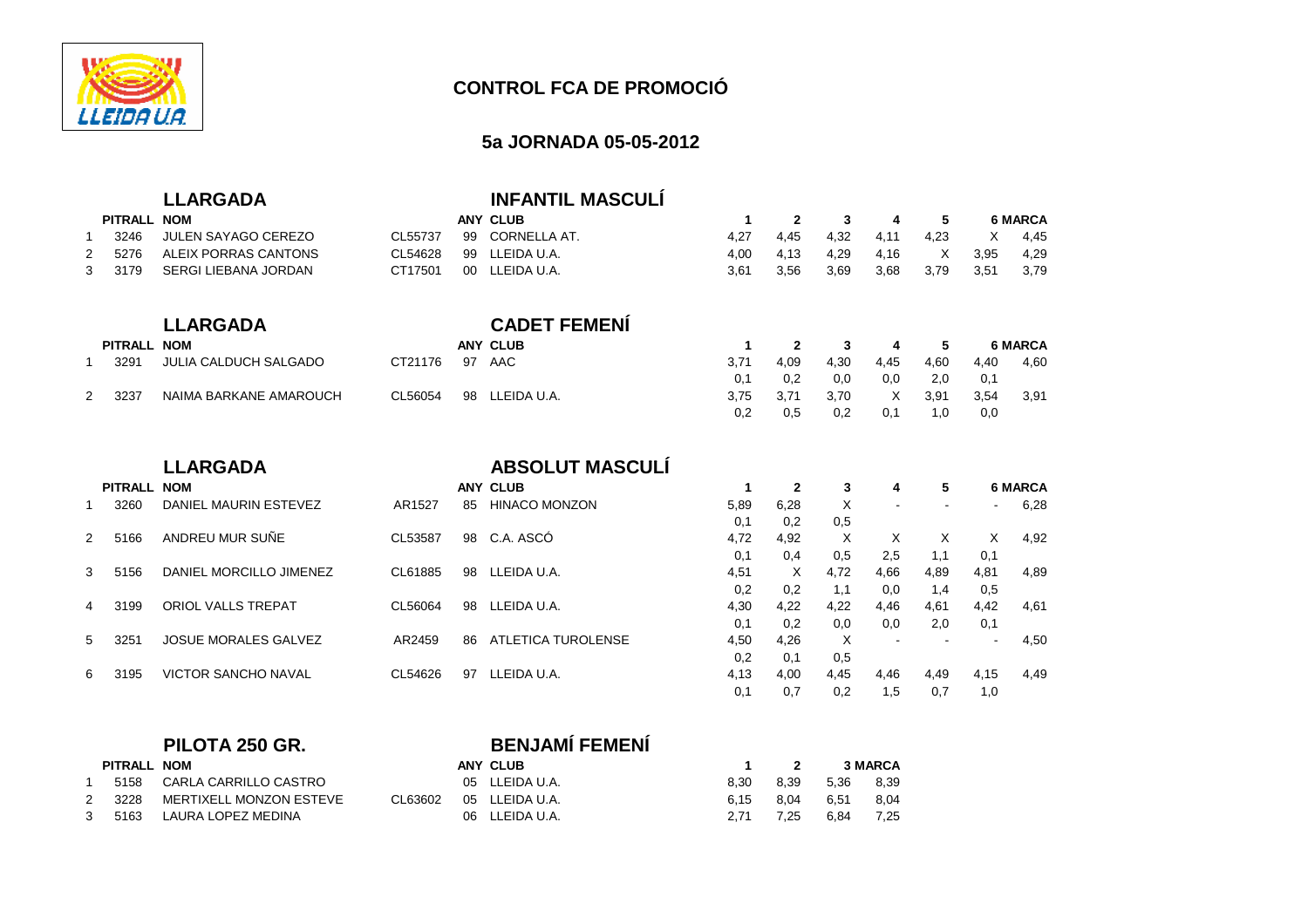# CONTROL FCA DE PROMOCIÓ

## 5a JORNADA 05-05-2012

### LLARGADA — INFANTIL MASCULÍ

| | PITRALL | NOM | | ANY | CLUB | 1 | 2 | 3 | 4 | 5 | 6 | MARCA |
|---|---|---|---|---|---|---|---|---|---|---|---|---|
| 1 | 3246 | JULEN SAYAGO CEREZO | CL55737 | 99 | CORNELLA AT. | 4,27 | 4,45 | 4,32 | 4,11 | 4,23 | X | 4,45 |
| 2 | 5276 | ALEIX PORRAS CANTONS | CL54628 | 99 | LLEIDA U.A. | 4,00 | 4,13 | 4,29 | 4,16 | X | 3,95 | 4,29 |
| 3 | 3179 | SERGI LIEBANA JORDAN | CT17501 | 00 | LLEIDA U.A. | 3,61 | 3,56 | 3,69 | 3,68 | 3,79 | 3,51 | 3,79 |

### LLARGADA — CADET FEMENÍ

| | PITRALL | NOM | | ANY | CLUB | 1 | 2 | 3 | 4 | 5 | 6 | MARCA |
|---|---|---|---|---|---|---|---|---|---|---|---|---|
| 1 | 3291 | JULIA CALDUCH SALGADO | CT21176 | 97 | AAC | 3,71 | 4,09 | 4,30 | 4,45 | 4,60 | 4,40 | 4,60 |
| | | | | | | 0,1 | 0,2 | 0,0 | 0,0 | 2,0 | 0,1 | |
| 2 | 3237 | NAIMA BARKANE AMAROUCH | CL56054 | 98 | LLEIDA U.A. | 3,75 | 3,71 | 3,70 | X | 3,91 | 3,54 | 3,91 |
| | | | | | | 0,2 | 0,5 | 0,2 | 0,1 | 1,0 | 0,0 | |

### LLARGADA — ABSOLUT MASCULÍ

| | PITRALL | NOM | | ANY | CLUB | 1 | 2 | 3 | 4 | 5 | 6 | MARCA |
|---|---|---|---|---|---|---|---|---|---|---|---|---|
| 1 | 3260 | DANIEL MAURIN ESTEVEZ | AR1527 | 85 | HINACO MONZON | 5,89 | 6,28 | X | - | - | - | 6,28 |
| | | | | | | 0,1 | 0,2 | 0,5 | | | | |
| 2 | 5166 | ANDREU MUR SUÑE | CL53587 | 98 | C.A. ASCÓ | 4,72 | 4,92 | X | X | X | X | 4,92 |
| | | | | | | 0,1 | 0,4 | 0,5 | 2,5 | 1,1 | 0,1 | |
| 3 | 5156 | DANIEL MORCILLO JIMENEZ | CL61885 | 98 | LLEIDA U.A. | 4,51 | X | 4,72 | 4,66 | 4,89 | 4,81 | 4,89 |
| | | | | | | 0,2 | 0,2 | 1,1 | 0,0 | 1,4 | 0,5 | |
| 4 | 3199 | ORIOL VALLS TREPAT | CL56064 | 98 | LLEIDA U.A. | 4,30 | 4,22 | 4,22 | 4,46 | 4,61 | 4,42 | 4,61 |
| | | | | | | 0,1 | 0,2 | 0,0 | 0,0 | 2,0 | 0,1 | |
| 5 | 3251 | JOSUE MORALES GALVEZ | AR2459 | 86 | ATLETICA TUROLENSE | 4,50 | 4,26 | X | - | - | - | 4,50 |
| | | | | | | 0,2 | 0,1 | 0,5 | | | | |
| 6 | 3195 | VICTOR SANCHO NAVAL | CL54626 | 97 | LLEIDA U.A. | 4,13 | 4,00 | 4,45 | 4,46 | 4,49 | 4,15 | 4,49 |
| | | | | | | 0,1 | 0,7 | 0,2 | 1,5 | 0,7 | 1,0 | |

### PILOTA 250 GR. — BENJAMÍ FEMENÍ

| | PITRALL | NOM | | ANY | CLUB | 1 | 2 | 3 | MARCA |
|---|---|---|---|---|---|---|---|---|---|
| 1 | 5158 | CARLA CARRILLO CASTRO | | 05 | LLEIDA U.A. | 8,30 | 8,39 | 5,36 | 8,39 |
| 2 | 3228 | MERTIXELL MONZON ESTEVE | CL63602 | 05 | LLEIDA U.A. | 6,15 | 8,04 | 6,51 | 8,04 |
| 3 | 5163 | LAURA LOPEZ MEDINA | | 06 | LLEIDA U.A. | 2,71 | 7,25 | 6,84 | 7,25 |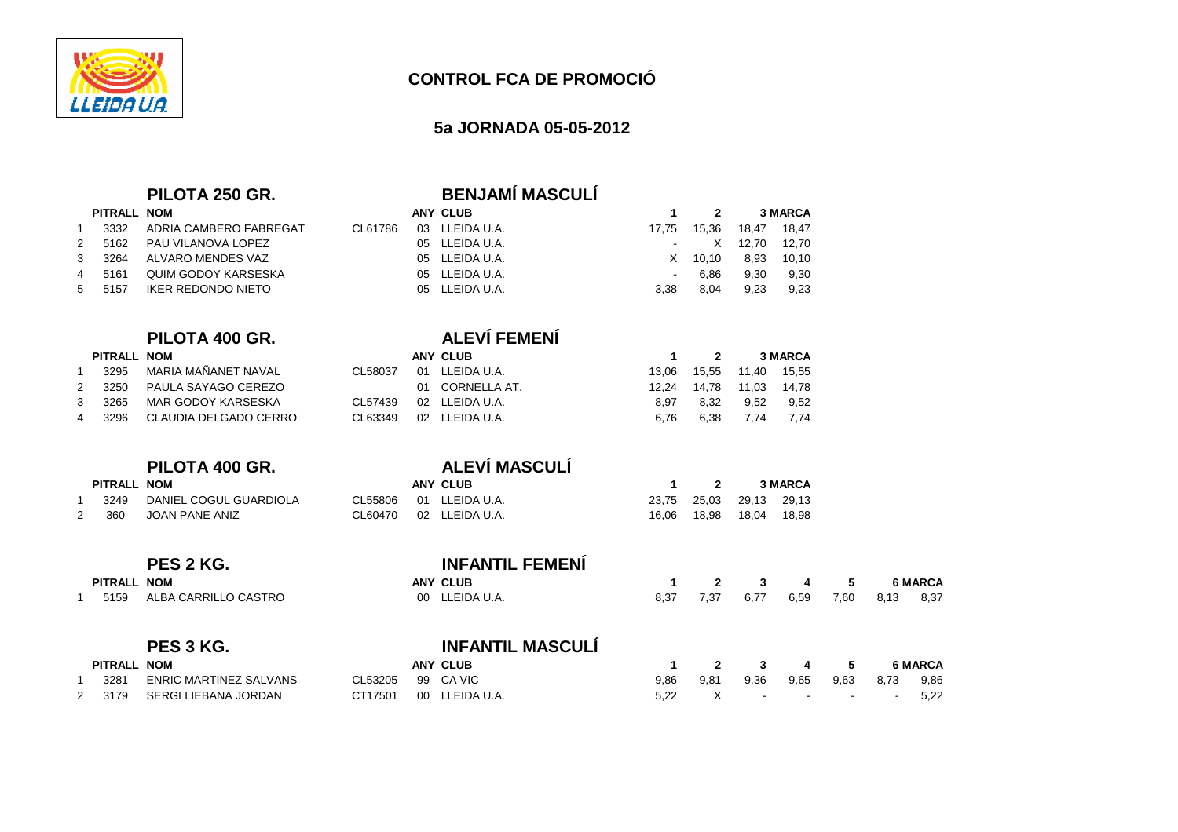# CONTROL FCA DE PROMOCIÓ

## 5a JORNADA 05-05-2012

### PILOTA 250 GR. — BENJAMÍ MASCULÍ

| | PITRALL | NOM | | ANY | CLUB | 1 | 2 | 3 | MARCA |
|---|---|---|---|---|---|---|---|---|---|
| 1 | 3332 | ADRIA CAMBERO FABREGAT | CL61786 | 03 | LLEIDA U.A. | 17,75 | 15,36 | 18,47 | 18,47 |
| 2 | 5162 | PAU VILANOVA LOPEZ | | 05 | LLEIDA U.A. | - | X | 12,70 | 12,70 |
| 3 | 3264 | ALVARO MENDES VAZ | | 05 | LLEIDA U.A. | X | 10,10 | 8,93 | 10,10 |
| 4 | 5161 | QUIM GODOY KARSESKA | | 05 | LLEIDA U.A. | - | 6,86 | 9,30 | 9,30 |
| 5 | 5157 | IKER REDONDO NIETO | | 05 | LLEIDA U.A. | 3,38 | 8,04 | 9,23 | 9,23 |

### PILOTA 400 GR. — ALEVÍ FEMENÍ

| | PITRALL | NOM | | ANY | CLUB | 1 | 2 | 3 | MARCA |
|---|---|---|---|---|---|---|---|---|---|
| 1 | 3295 | MARIA MAÑANET NAVAL | CL58037 | 01 | LLEIDA U.A. | 13,06 | 15,55 | 11,40 | 15,55 |
| 2 | 3250 | PAULA SAYAGO CEREZO | | 01 | CORNELLA AT. | 12,24 | 14,78 | 11,03 | 14,78 |
| 3 | 3265 | MAR GODOY KARSESKA | CL57439 | 02 | LLEIDA U.A. | 8,97 | 8,32 | 9,52 | 9,52 |
| 4 | 3296 | CLAUDIA DELGADO CERRO | CL63349 | 02 | LLEIDA U.A. | 6,76 | 6,38 | 7,74 | 7,74 |

### PILOTA 400 GR. — ALEVÍ MASCULÍ

| | PITRALL | NOM | | ANY | CLUB | 1 | 2 | 3 | MARCA |
|---|---|---|---|---|---|---|---|---|---|
| 1 | 3249 | DANIEL COGUL GUARDIOLA | CL55806 | 01 | LLEIDA U.A. | 23,75 | 25,03 | 29,13 | 29,13 |
| 2 | 360 | JOAN PANE ANIZ | CL60470 | 02 | LLEIDA U.A. | 16,06 | 18,98 | 18,04 | 18,98 |

### PES 2 KG. — INFANTIL FEMENÍ

| | PITRALL | NOM | | ANY | CLUB | 1 | 2 | 3 | 4 | 5 | 6 | MARCA |
|---|---|---|---|---|---|---|---|---|---|---|---|---|
| 1 | 5159 | ALBA CARRILLO CASTRO | | 00 | LLEIDA U.A. | 8,37 | 7,37 | 6,77 | 6,59 | 7,60 | 8,13 | 8,37 |

### PES 3 KG. — INFANTIL MASCULÍ

| | PITRALL | NOM | | ANY | CLUB | 1 | 2 | 3 | 4 | 5 | 6 | MARCA |
|---|---|---|---|---|---|---|---|---|---|---|---|---|
| 1 | 3281 | ENRIC MARTINEZ SALVANS | CL53205 | 99 | CA VIC | 9,86 | 9,81 | 9,36 | 9,65 | 9,63 | 8,73 | 9,86 |
| 2 | 3179 | SERGI LIEBANA JORDAN | CT17501 | 00 | LLEIDA U.A. | 5,22 | X | - | - | - | - | 5,22 |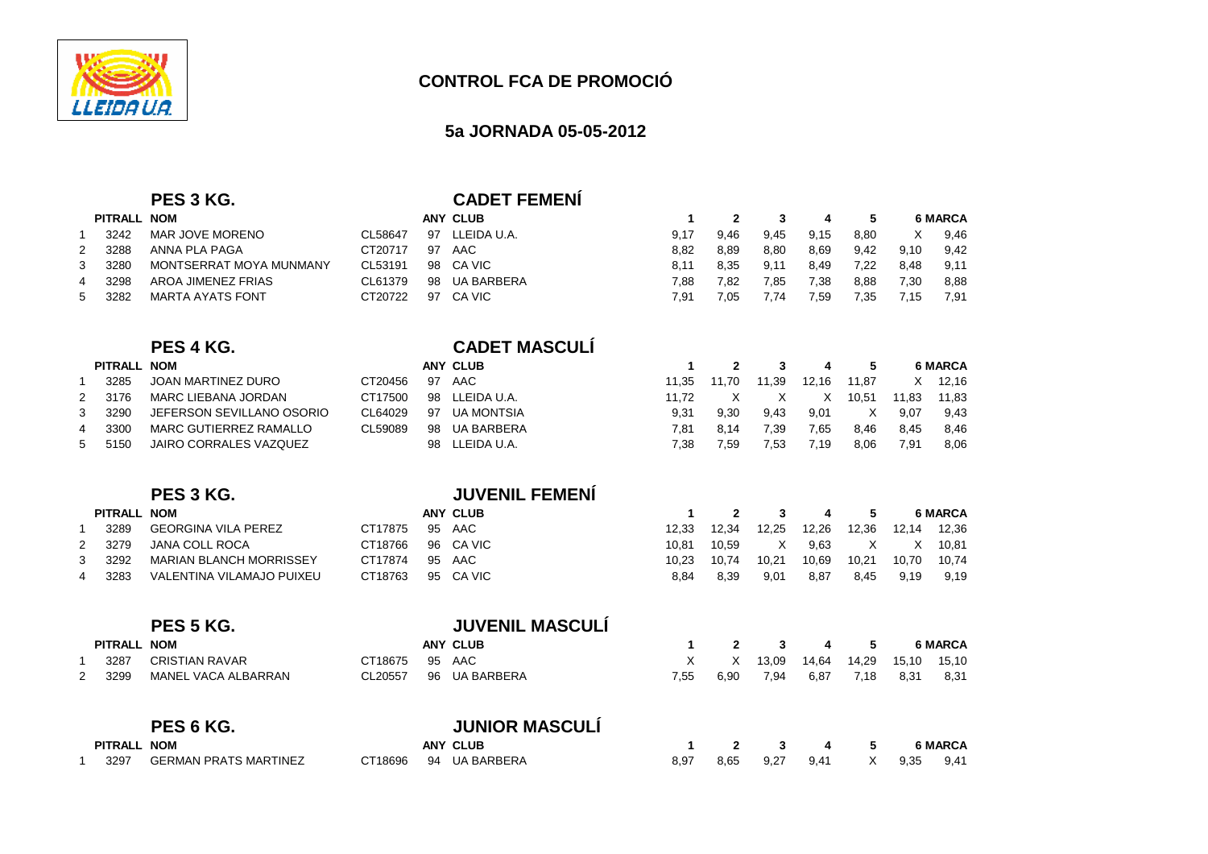# CONTROL FCA DE PROMOCIÓ

## 5a JORNADA 05-05-2012

### PES 3 KG. — CADET FEMENÍ

| | PITRALL | NOM | | ANY | CLUB | 1 | 2 | 3 | 4 | 5 | 6 | MARCA |
|---|---|---|---|---|---|---|---|---|---|---|---|---|
| 1 | 3242 | MAR JOVE MORENO | CL58647 | 97 | LLEIDA U.A. | 9,17 | 9,46 | 9,45 | 9,15 | 8,80 | X | 9,46 |
| 2 | 3288 | ANNA PLA PAGA | CT20717 | 97 | AAC | 8,82 | 8,89 | 8,80 | 8,69 | 9,42 | 9,10 | 9,42 |
| 3 | 3280 | MONTSERRAT MOYA MUNMANY | CL53191 | 98 | CA VIC | 8,11 | 8,35 | 9,11 | 8,49 | 7,22 | 8,48 | 9,11 |
| 4 | 3298 | AROA JIMENEZ FRIAS | CL61379 | 98 | UA BARBERA | 7,88 | 7,82 | 7,85 | 7,38 | 8,88 | 7,30 | 8,88 |
| 5 | 3282 | MARTA AYATS FONT | CT20722 | 97 | CA VIC | 7,91 | 7,05 | 7,74 | 7,59 | 7,35 | 7,15 | 7,91 |

### PES 4 KG. — CADET MASCULÍ

| | PITRALL | NOM | | ANY | CLUB | 1 | 2 | 3 | 4 | 5 | 6 | MARCA |
|---|---|---|---|---|---|---|---|---|---|---|---|---|
| 1 | 3285 | JOAN MARTINEZ DURO | CT20456 | 97 | AAC | 11,35 | 11,70 | 11,39 | 12,16 | 11,87 | X | 12,16 |
| 2 | 3176 | MARC LIEBANA JORDAN | CT17500 | 98 | LLEIDA U.A. | 11,72 | X | X | X | 10,51 | 11,83 | 11,83 |
| 3 | 3290 | JEFERSON SEVILLANO OSORIO | CL64029 | 97 | UA MONTSIA | 9,31 | 9,30 | 9,43 | 9,01 | X | 9,07 | 9,43 |
| 4 | 3300 | MARC GUTIERREZ RAMALLO | CL59089 | 98 | UA BARBERA | 7,81 | 8,14 | 7,39 | 7,65 | 8,46 | 8,45 | 8,46 |
| 5 | 5150 | JAIRO CORRALES VAZQUEZ | | 98 | LLEIDA U.A. | 7,38 | 7,59 | 7,53 | 7,19 | 8,06 | 7,91 | 8,06 |

### PES 3 KG. — JUVENIL FEMENÍ

| | PITRALL | NOM | | ANY | CLUB | 1 | 2 | 3 | 4 | 5 | 6 | MARCA |
|---|---|---|---|---|---|---|---|---|---|---|---|---|
| 1 | 3289 | GEORGINA VILA PEREZ | CT17875 | 95 | AAC | 12,33 | 12,34 | 12,25 | 12,26 | 12,36 | 12,14 | 12,36 |
| 2 | 3279 | JANA COLL ROCA | CT18766 | 96 | CA VIC | 10,81 | 10,59 | X | 9,63 | X | X | 10,81 |
| 3 | 3292 | MARIAN BLANCH MORRISSEY | CT17874 | 95 | AAC | 10,23 | 10,74 | 10,21 | 10,69 | 10,21 | 10,70 | 10,74 |
| 4 | 3283 | VALENTINA VILAMAJO PUIXEU | CT18763 | 95 | CA VIC | 8,84 | 8,39 | 9,01 | 8,87 | 8,45 | 9,19 | 9,19 |

### PES 5 KG. — JUVENIL MASCULÍ

| | PITRALL | NOM | | ANY | CLUB | 1 | 2 | 3 | 4 | 5 | 6 | MARCA |
|---|---|---|---|---|---|---|---|---|---|---|---|---|
| 1 | 3287 | CRISTIAN RAVAR | CT18675 | 95 | AAC | X | X | 13,09 | 14,64 | 14,29 | 15,10 | 15,10 |
| 2 | 3299 | MANEL VACA ALBARRAN | CL20557 | 96 | UA BARBERA | 7,55 | 6,90 | 7,94 | 6,87 | 7,18 | 8,31 | 8,31 |

### PES 6 KG. — JUNIOR MASCULÍ

| | PITRALL | NOM | | ANY | CLUB | 1 | 2 | 3 | 4 | 5 | 6 | MARCA |
|---|---|---|---|---|---|---|---|---|---|---|---|---|
| 1 | 3297 | GERMAN PRATS MARTINEZ | CT18696 | 94 | UA BARBERA | 8,97 | 8,65 | 9,27 | 9,41 | X | 9,35 | 9,41 |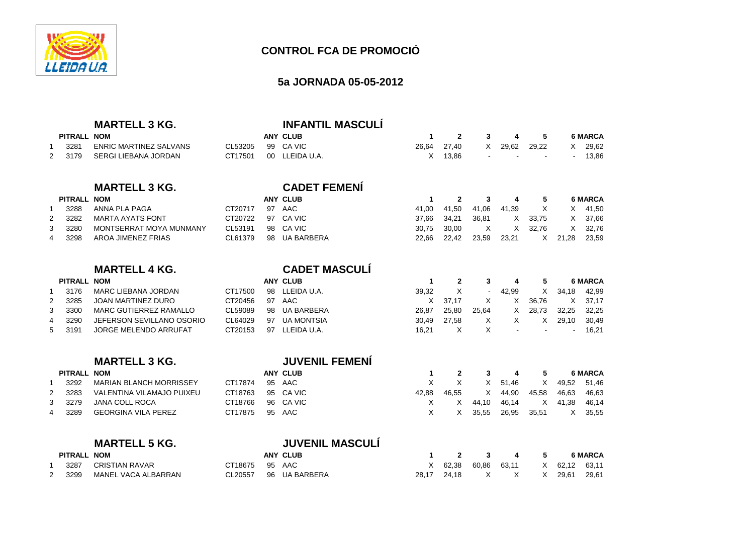## CONTROL FCA DE PROMOCIÓ

### 5a JORNADA 05-05-2012

### MARTELL 3 KG. — INFANTIL MASCULÍ

| | PITRALL | NOM | | ANY | CLUB | 1 | 2 | 3 | 4 | 5 | 6 | MARCA |
|---|---|---|---|---|---|---|---|---|---|---|---|---|
| 1 | 3281 | ENRIC MARTINEZ SALVANS | CL53205 | 99 | CA VIC | 26,64 | 27,40 | X | 29,62 | 29,22 | X | 29,62 |
| 2 | 3179 | SERGI LIEBANA JORDAN | CT17501 | 00 | LLEIDA U.A. | X | 13,86 | - | - | - | - | 13,86 |

### MARTELL 3 KG. — CADET FEMENÍ

| | PITRALL | NOM | | ANY | CLUB | 1 | 2 | 3 | 4 | 5 | 6 | MARCA |
|---|---|---|---|---|---|---|---|---|---|---|---|---|
| 1 | 3288 | ANNA PLA PAGA | CT20717 | 97 | AAC | 41,00 | 41,50 | 41,06 | 41,39 | X | X | 41,50 |
| 2 | 3282 | MARTA AYATS FONT | CT20722 | 97 | CA VIC | 37,66 | 34,21 | 36,81 | X | 33,75 | X | 37,66 |
| 3 | 3280 | MONTSERRAT MOYA MUNMANY | CL53191 | 98 | CA VIC | 30,75 | 30,00 | X | X | 32,76 | X | 32,76 |
| 4 | 3298 | AROA JIMENEZ FRIAS | CL61379 | 98 | UA BARBERA | 22,66 | 22,42 | 23,59 | 23,21 | X | 21,28 | 23,59 |

### MARTELL 4 KG. — CADET MASCULÍ

| | PITRALL | NOM | | ANY | CLUB | 1 | 2 | 3 | 4 | 5 | 6 | MARCA |
|---|---|---|---|---|---|---|---|---|---|---|---|---|
| 1 | 3176 | MARC LIEBANA JORDAN | CT17500 | 98 | LLEIDA U.A. | 39,32 | X | - | 42,99 | X | 34,18 | 42,99 |
| 2 | 3285 | JOAN MARTINEZ DURO | CT20456 | 97 | AAC | X | 37,17 | X | X | 36,76 | X | 37,17 |
| 3 | 3300 | MARC GUTIERREZ RAMALLO | CL59089 | 98 | UA BARBERA | 26,87 | 25,80 | 25,64 | X | 28,73 | 32,25 | 32,25 |
| 4 | 3290 | JEFERSON SEVILLANO OSORIO | CL64029 | 97 | UA MONTSIA | 30,49 | 27,58 | X | X | X | 29,10 | 30,49 |
| 5 | 3191 | JORGE MELENDO ARRUFAT | CT20153 | 97 | LLEIDA U.A. | 16,21 | X | X | - | - | - | 16,21 |

### MARTELL 3 KG. — JUVENIL FEMENÍ

| | PITRALL | NOM | | ANY | CLUB | 1 | 2 | 3 | 4 | 5 | 6 | MARCA |
|---|---|---|---|---|---|---|---|---|---|---|---|---|
| 1 | 3292 | MARIAN BLANCH MORRISSEY | CT17874 | 95 | AAC | X | X | X | 51,46 | X | 49,52 | 51,46 |
| 2 | 3283 | VALENTINA VILAMAJO PUIXEU | CT18763 | 95 | CA VIC | 42,88 | 46,55 | X | 44,90 | 45,58 | 46,63 | 46,63 |
| 3 | 3279 | JANA COLL ROCA | CT18766 | 96 | CA VIC | X | X | 44,10 | 46,14 | X | 41,38 | 46,14 |
| 4 | 3289 | GEORGINA VILA PEREZ | CT17875 | 95 | AAC | X | X | 35,55 | 26,95 | 35,51 | X | 35,55 |

### MARTELL 5 KG. — JUVENIL MASCULÍ

| | PITRALL | NOM | | ANY | CLUB | 1 | 2 | 3 | 4 | 5 | 6 | MARCA |
|---|---|---|---|---|---|---|---|---|---|---|---|---|
| 1 | 3287 | CRISTIAN RAVAR | CT18675 | 95 | AAC | X | 62,38 | 60,86 | 63,11 | X | 62,12 | 63,11 |
| 2 | 3299 | MANEL VACA ALBARRAN | CL20557 | 96 | UA BARBERA | 28,17 | 24,18 | X | X | X | 29,61 | 29,61 |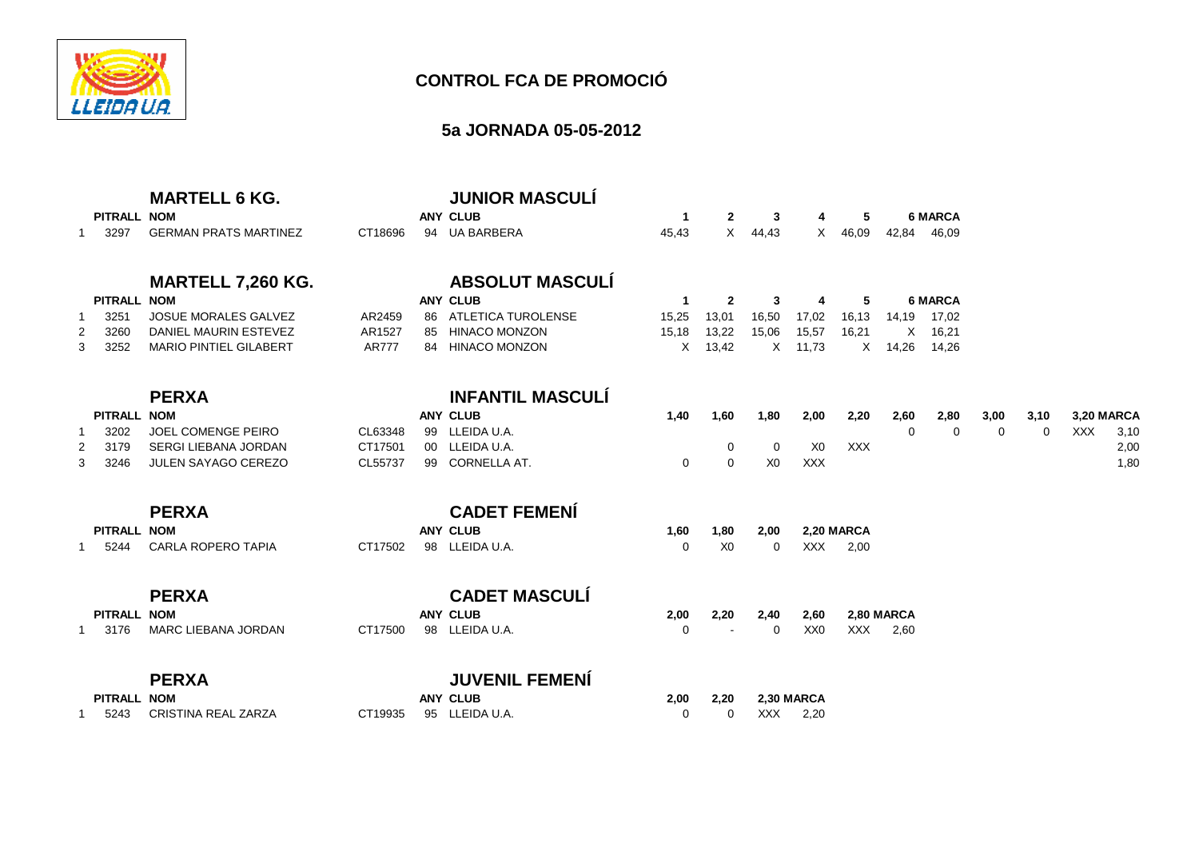# CONTROL FCA DE PROMOCIÓ

## 5a JORNADA 05-05-2012

### MARTELL 6 KG. — JUNIOR MASCULÍ

| | PITRALL | NOM | | ANY | CLUB | 1 | 2 | 3 | 4 | 5 | 6 | MARCA |
|---|---|---|---|---|---|---|---|---|---|---|---|---|
| 1 | 3297 | GERMAN PRATS MARTINEZ | CT18696 | 94 | UA BARBERA | 45,43 | X | 44,43 | X | 46,09 | 42,84 | 46,09 |

### MARTELL 7,260 KG. — ABSOLUT MASCULÍ

| | PITRALL | NOM | | ANY | CLUB | 1 | 2 | 3 | 4 | 5 | 6 | MARCA |
|---|---|---|---|---|---|---|---|---|---|---|---|---|
| 1 | 3251 | JOSUE MORALES GALVEZ | AR2459 | 86 | ATLETICA TUROLENSE | 15,25 | 13,01 | 16,50 | 17,02 | 16,13 | 14,19 | 17,02 |
| 2 | 3260 | DANIEL MAURIN ESTEVEZ | AR1527 | 85 | HINACO MONZON | 15,18 | 13,22 | 15,06 | 15,57 | 16,21 | X | 16,21 |
| 3 | 3252 | MARIO PINTIEL GILABERT | AR777 | 84 | HINACO MONZON | X | 13,42 | X | 11,73 | X | 14,26 | 14,26 |

### PERXA — INFANTIL MASCULÍ

| | PITRALL | NOM | | ANY | CLUB | 1,40 | 1,60 | 1,80 | 2,00 | 2,20 | 2,60 | 2,80 | 3,00 | 3,10 | 3,20 | MARCA |
|---|---|---|---|---|---|---|---|---|---|---|---|---|---|---|---|---|
| 1 | 3202 | JOEL COMENGE PEIRO | CL63348 | 99 | LLEIDA U.A. | | | | | | 0 | 0 | 0 | 0 | XXX | 3,10 |
| 2 | 3179 | SERGI LIEBANA JORDAN | CT17501 | 00 | LLEIDA U.A. | | 0 | 0 | X0 | XXX | | | | | | 2,00 |
| 3 | 3246 | JULEN SAYAGO CEREZO | CL55737 | 99 | CORNELLA AT. | 0 | 0 | X0 | XXX | | | | | | | 1,80 |

### PERXA — CADET FEMENÍ

| | PITRALL | NOM | | ANY | CLUB | 1,60 | 1,80 | 2,00 | 2,20 | MARCA |
|---|---|---|---|---|---|---|---|---|---|---|
| 1 | 5244 | CARLA ROPERO TAPIA | CT17502 | 98 | LLEIDA U.A. | 0 | X0 | 0 | XXX | 2,00 |

### PERXA — CADET MASCULÍ

| | PITRALL | NOM | | ANY | CLUB | 2,00 | 2,20 | 2,40 | 2,60 | 2,80 | MARCA |
|---|---|---|---|---|---|---|---|---|---|---|---|
| 1 | 3176 | MARC LIEBANA JORDAN | CT17500 | 98 | LLEIDA U.A. | 0 | - | 0 | XX0 | XXX | 2,60 |

### PERXA — JUVENIL FEMENÍ

| | PITRALL | NOM | | ANY | CLUB | 2,00 | 2,20 | 2,30 | MARCA |
|---|---|---|---|---|---|---|---|---|---|
| 1 | 5243 | CRISTINA REAL ZARZA | CT19935 | 95 | LLEIDA U.A. | 0 | 0 | XXX | 2,20 |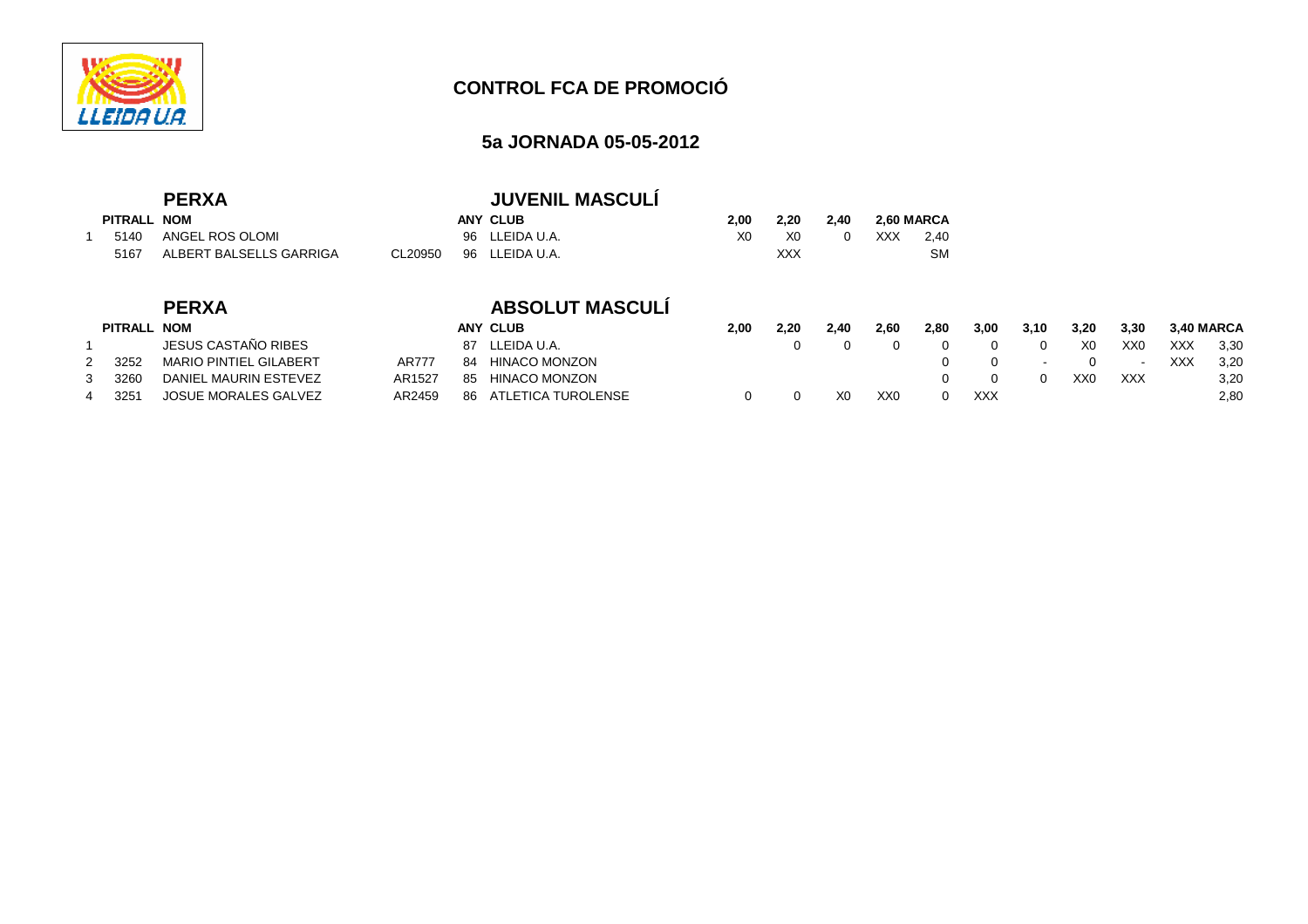# CONTROL FCA DE PROMOCIÓ

## 5a JORNADA 05-05-2012

### PERXA — JUVENIL MASCULÍ

| | PITRALL | NOM | | ANY | CLUB | 2,00 | 2,20 | 2,40 | 2,60 | MARCA |
|---|---|---|---|---|---|---|---|---|---|---|
| 1 | 5140 | ANGEL ROS OLOMI | | 96 | LLEIDA U.A. | X0 | X0 | 0 | XXX | 2,40 |
| | 5167 | ALBERT BALSELLS GARRIGA | CL20950 | 96 | LLEIDA U.A. | | XXX | | | SM |

### PERXA — ABSOLUT MASCULÍ

| | PITRALL | NOM | | ANY | CLUB | 2,00 | 2,20 | 2,40 | 2,60 | 2,80 | 3,00 | 3,10 | 3,20 | 3,30 | 3,40 | MARCA |
|---|---|---|---|---|---|---|---|---|---|---|---|---|---|---|---|---|
| 1 | | JESUS CASTAÑO RIBES | | 87 | LLEIDA U.A. | | 0 | 0 | 0 | 0 | 0 | 0 | X0 | XX0 | XXX | 3,30 |
| 2 | 3252 | MARIO PINTIEL GILABERT | AR777 | 84 | HINACO MONZON | | | | | 0 | 0 | - | 0 | - | XXX | 3,20 |
| 3 | 3260 | DANIEL MAURIN ESTEVEZ | AR1527 | 85 | HINACO MONZON | | | | | 0 | 0 | 0 | XX0 | XXX | | 3,20 |
| 4 | 3251 | JOSUE MORALES GALVEZ | AR2459 | 86 | ATLETICA TUROLENSE | 0 | 0 | X0 | XX0 | 0 | XXX | | | | | 2,80 |